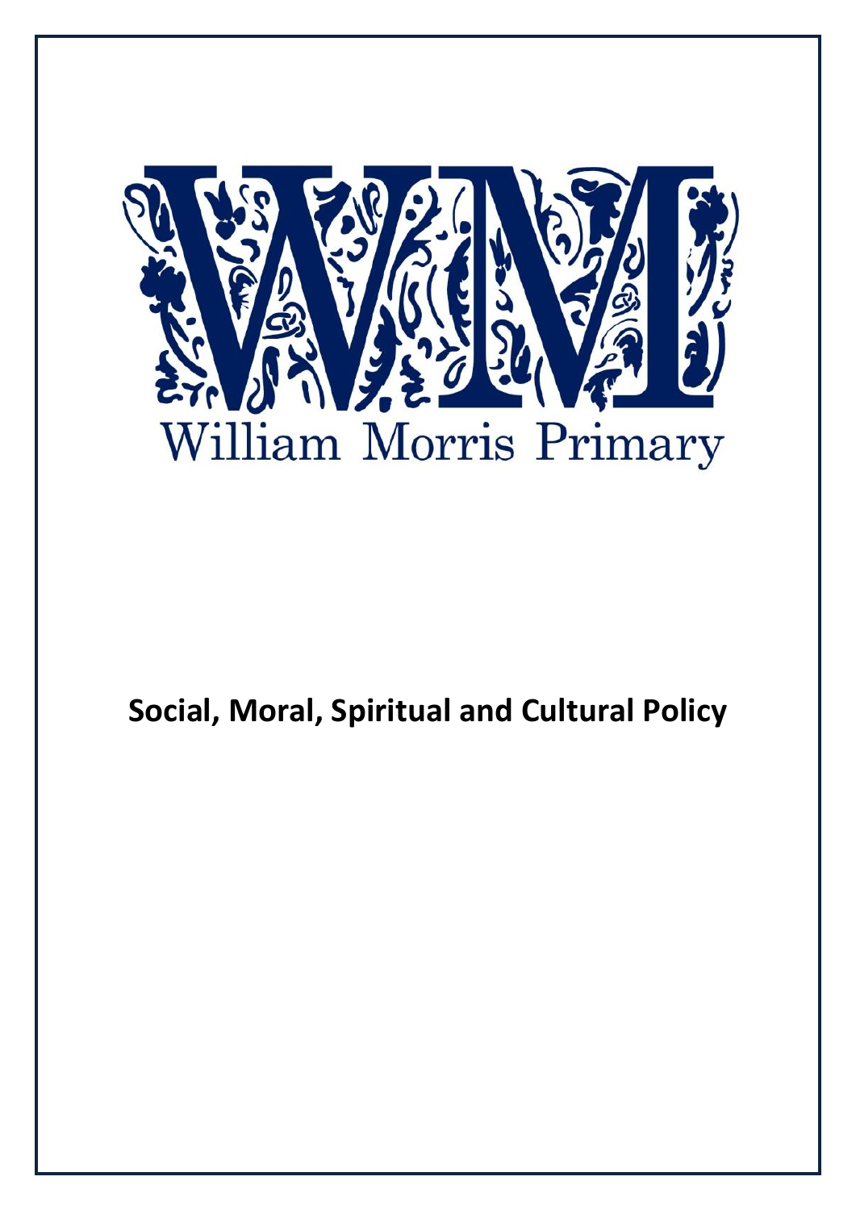William Morris Primary

# Social, Moral, Spiritual and Cultural Policy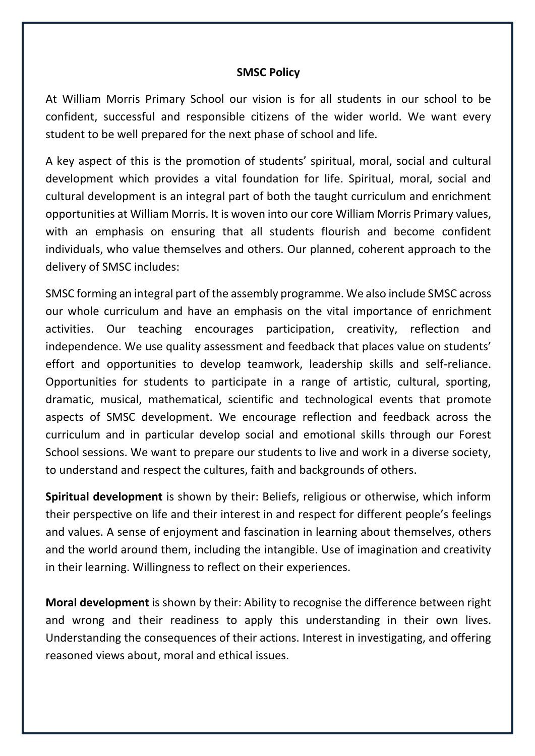**SMSC Policy**

At William Morris Primary School our vision is for all students in our school to be confident, successful and responsible citizens of the wider world. We want every student to be well prepared for the next phase of school and life.

A key aspect of this is the promotion of students' spiritual, moral, social and cultural development which provides a vital foundation for life. Spiritual, moral, social and cultural development is an integral part of both the taught curriculum and enrichment opportunities at William Morris. It is woven into our core William Morris Primary values, with an emphasis on ensuring that all students flourish and become confident individuals, who value themselves and others. Our planned, coherent approach to the delivery of SMSC includes:

SMSC forming an integral part of the assembly programme. We also include SMSC across our whole curriculum and have an emphasis on the vital importance of enrichment activities. Our teaching encourages participation, creativity, reflection and independence. We use quality assessment and feedback that places value on students' effort and opportunities to develop teamwork, leadership skills and self-reliance. Opportunities for students to participate in a range of artistic, cultural, sporting, dramatic, musical, mathematical, scientific and technological events that promote aspects of SMSC development. We encourage reflection and feedback across the curriculum and in particular develop social and emotional skills through our Forest School sessions. We want to prepare our students to live and work in a diverse society, to understand and respect the cultures, faith and backgrounds of others.

**Spiritual development** is shown by their: Beliefs, religious or otherwise, which inform their perspective on life and their interest in and respect for different people's feelings and values. A sense of enjoyment and fascination in learning about themselves, others and the world around them, including the intangible. Use of imagination and creativity in their learning. Willingness to reflect on their experiences.

**Moral development** is shown by their: Ability to recognise the difference between right and wrong and their readiness to apply this understanding in their own lives. Understanding the consequences of their actions. Interest in investigating, and offering reasoned views about, moral and ethical issues.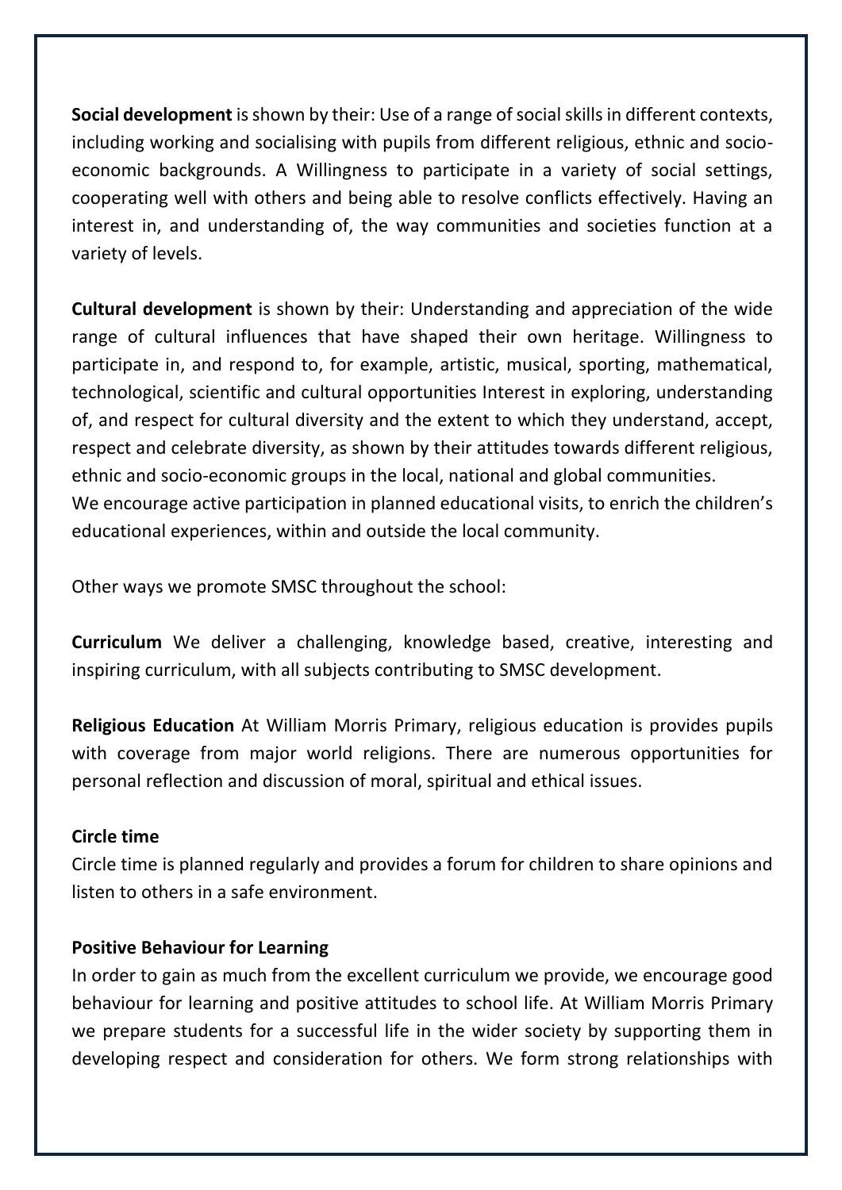**Social development** is shown by their: Use of a range of social skills in different contexts, including working and socialising with pupils from different religious, ethnic and socio-economic backgrounds. A Willingness to participate in a variety of social settings, cooperating well with others and being able to resolve conflicts effectively. Having an interest in, and understanding of, the way communities and societies function at a variety of levels.

**Cultural development** is shown by their: Understanding and appreciation of the wide range of cultural influences that have shaped their own heritage. Willingness to participate in, and respond to, for example, artistic, musical, sporting, mathematical, technological, scientific and cultural opportunities Interest in exploring, understanding of, and respect for cultural diversity and the extent to which they understand, accept, respect and celebrate diversity, as shown by their attitudes towards different religious, ethnic and socio-economic groups in the local, national and global communities.
We encourage active participation in planned educational visits, to enrich the children's educational experiences, within and outside the local community.

Other ways we promote SMSC throughout the school:

**Curriculum** We deliver a challenging, knowledge based, creative, interesting and inspiring curriculum, with all subjects contributing to SMSC development.

**Religious Education** At William Morris Primary, religious education is provides pupils with coverage from major world religions. There are numerous opportunities for personal reflection and discussion of moral, spiritual and ethical issues.

**Circle time**

Circle time is planned regularly and provides a forum for children to share opinions and listen to others in a safe environment.

**Positive Behaviour for Learning**

In order to gain as much from the excellent curriculum we provide, we encourage good behaviour for learning and positive attitudes to school life. At William Morris Primary we prepare students for a successful life in the wider society by supporting them in developing respect and consideration for others. We form strong relationships with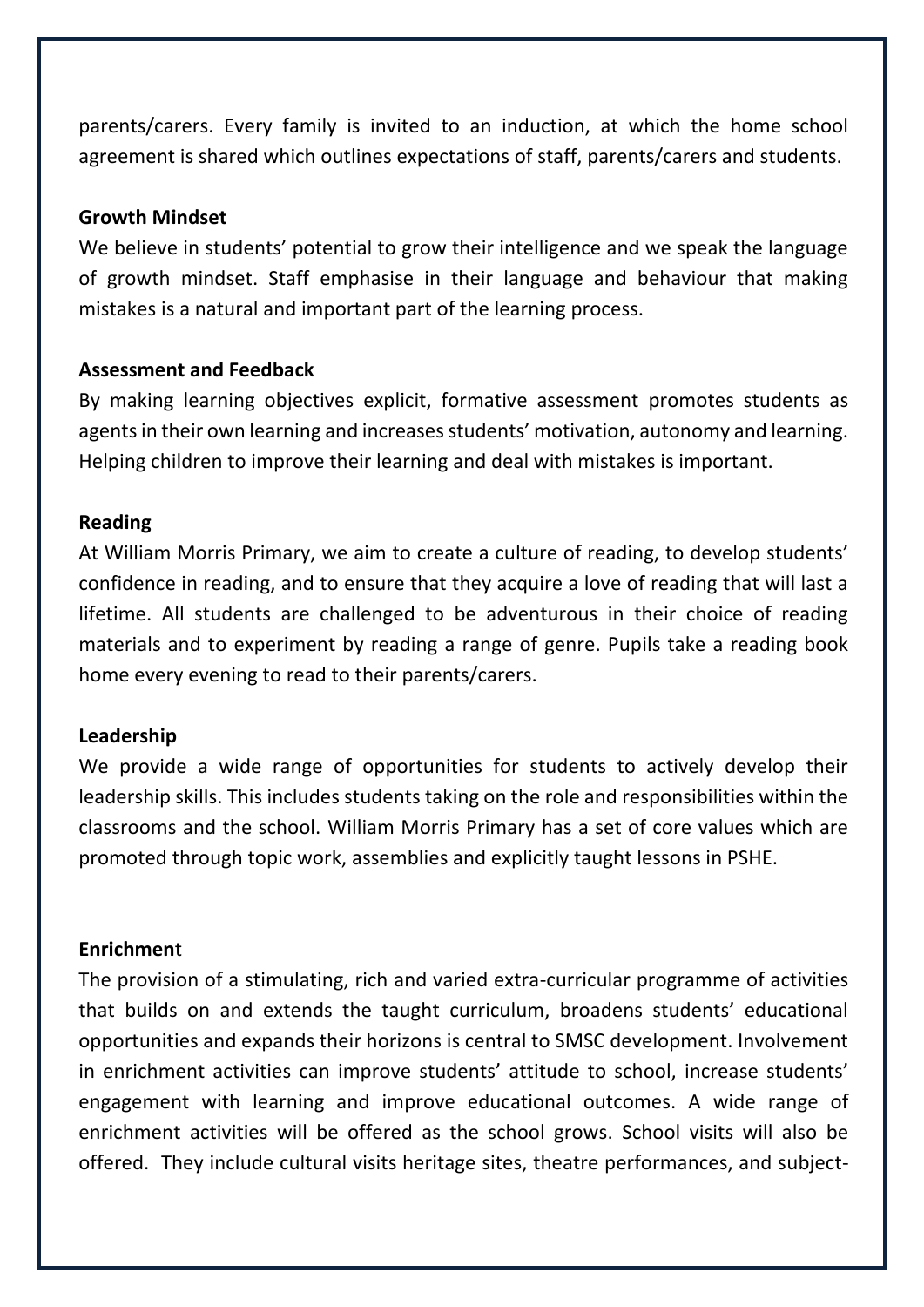parents/carers. Every family is invited to an induction, at which the home school agreement is shared which outlines expectations of staff, parents/carers and students.

**Growth Mindset**

We believe in students' potential to grow their intelligence and we speak the language of growth mindset. Staff emphasise in their language and behaviour that making mistakes is a natural and important part of the learning process.

**Assessment and Feedback**

By making learning objectives explicit, formative assessment promotes students as agents in their own learning and increases students' motivation, autonomy and learning. Helping children to improve their learning and deal with mistakes is important.

**Reading**

At William Morris Primary, we aim to create a culture of reading, to develop students' confidence in reading, and to ensure that they acquire a love of reading that will last a lifetime. All students are challenged to be adventurous in their choice of reading materials and to experiment by reading a range of genre. Pupils take a reading book home every evening to read to their parents/carers.

**Leadership**

We provide a wide range of opportunities for students to actively develop their leadership skills. This includes students taking on the role and responsibilities within the classrooms and the school. William Morris Primary has a set of core values which are promoted through topic work, assemblies and explicitly taught lessons in PSHE.

**Enrichment**

The provision of a stimulating, rich and varied extra-curricular programme of activities that builds on and extends the taught curriculum, broadens students' educational opportunities and expands their horizons is central to SMSC development. Involvement in enrichment activities can improve students' attitude to school, increase students' engagement with learning and improve educational outcomes. A wide range of enrichment activities will be offered as the school grows. School visits will also be offered. They include cultural visits heritage sites, theatre performances, and subject-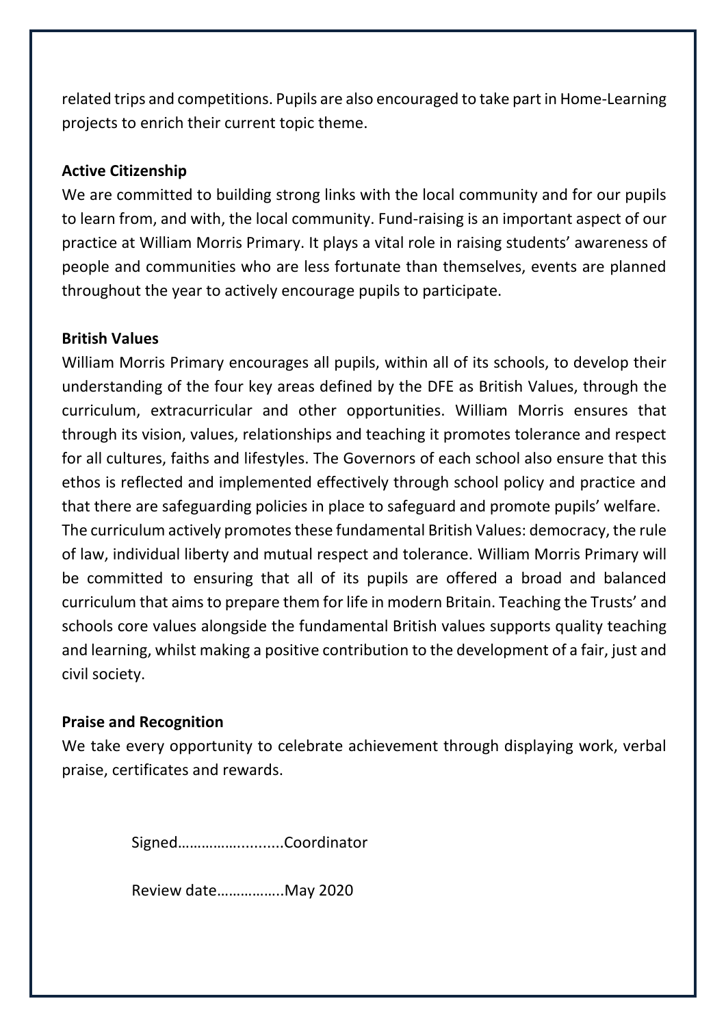related trips and competitions. Pupils are also encouraged to take part in Home-Learning projects to enrich their current topic theme.

**Active Citizenship**

We are committed to building strong links with the local community and for our pupils to learn from, and with, the local community. Fund-raising is an important aspect of our practice at William Morris Primary. It plays a vital role in raising students' awareness of people and communities who are less fortunate than themselves, events are planned throughout the year to actively encourage pupils to participate.

**British Values**

William Morris Primary encourages all pupils, within all of its schools, to develop their understanding of the four key areas defined by the DFE as British Values, through the curriculum, extracurricular and other opportunities. William Morris ensures that through its vision, values, relationships and teaching it promotes tolerance and respect for all cultures, faiths and lifestyles. The Governors of each school also ensure that this ethos is reflected and implemented effectively through school policy and practice and that there are safeguarding policies in place to safeguard and promote pupils' welfare.
The curriculum actively promotes these fundamental British Values: democracy, the rule of law, individual liberty and mutual respect and tolerance. William Morris Primary will be committed to ensuring that all of its pupils are offered a broad and balanced curriculum that aims to prepare them for life in modern Britain. Teaching the Trusts' and schools core values alongside the fundamental British values supports quality teaching and learning, whilst making a positive contribution to the development of a fair, just and civil society.

**Praise and Recognition**

We take every opportunity to celebrate achievement through displaying work, verbal praise, certificates and rewards.

Signed……………...........Coordinator

Review date…………….May 2020